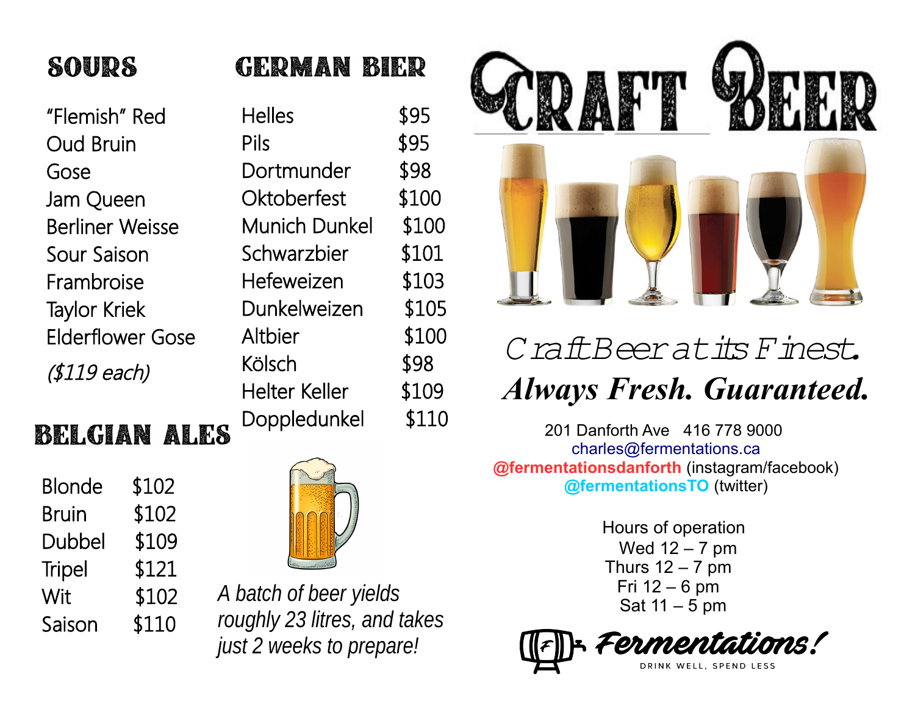## SOURS

"Flemish" Red
Oud Bruin
Gose
Jam Queen
Berliner Weisse
Sour Saison
Framboise
Taylor Kriek
Elderflower Gose

*($119 each)*

## BELGIAN ALES

| Beer | Price |
|---|---|
| Blonde | $102 |
| Bruin | $102 |
| Dubbel | $109 |
| Tripel | $121 |
| Wit | $102 |
| Saison | $110 |

## GERMAN BIER

| Beer | Price |
|---|---|
| Helles | $95 |
| Pils | $95 |
| Dortmunder | $98 |
| Oktoberfest | $100 |
| Munich Dunkel | $100 |
| Schwarzbier | $101 |
| Hefeweizen | $103 |
| Dunkelweizen | $105 |
| Altbier | $100 |
| Kölsch | $98 |
| Helter Keller | $109 |
| Doppledunkel | $110 |

*A batch of beer yields roughly 23 litres, and takes just 2 weeks to prepare!*

# CRAFT BEER

*Craft Beer at its Finest.*

***Always Fresh. Guaranteed.***

201 Danforth Ave   416 778 9000
charles@fermentations.ca
**@fermentationsdanforth** (instagram/facebook)
**@fermentationsTO** (twitter)

Hours of operation
Wed 12 – 7 pm
Thurs 12 – 7 pm
Fri 12 – 6 pm
Sat 11 – 5 pm

**Fermentations!**
DRINK WELL, SPEND LESS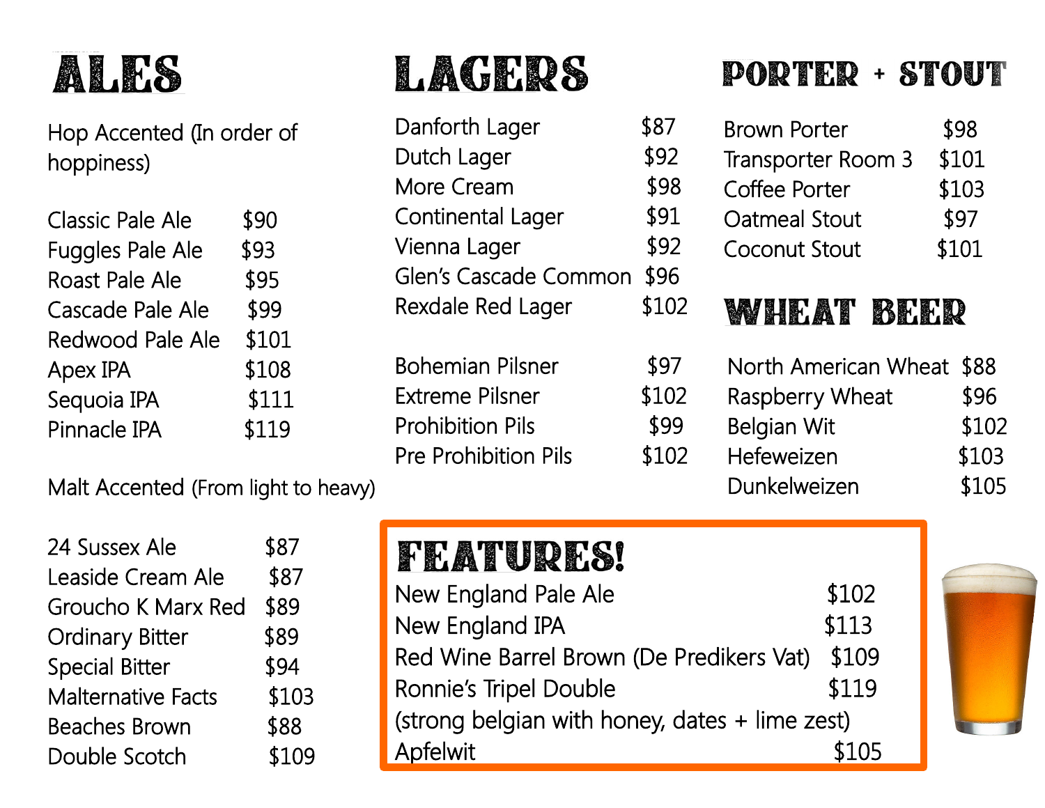# ALES

Hop Accented (In order of hoppiness)

| | |
|---|---|
| Classic Pale Ale | $90 |
| Fuggles Pale Ale | $93 |
| Roast Pale Ale | $95 |
| Cascade Pale Ale | $99 |
| Redwood Pale Ale | $101 |
| Apex IPA | $108 |
| Sequoia IPA | $111 |
| Pinnacle IPA | $119 |

Malt Accented (From light to heavy)

| | |
|---|---|
| 24 Sussex Ale | $87 |
| Leaside Cream Ale | $87 |
| Groucho K Marx Red | $89 |
| Ordinary Bitter | $89 |
| Special Bitter | $94 |
| Malternative Facts | $103 |
| Beaches Brown | $88 |
| Double Scotch | $109 |

# LAGERS

| | |
|---|---|
| Danforth Lager | $87 |
| Dutch Lager | $92 |
| More Cream | $98 |
| Continental Lager | $91 |
| Vienna Lager | $92 |
| Glen's Cascade Common | $96 |
| Rexdale Red Lager | $102 |

| | |
|---|---|
| Bohemian Pilsner | $97 |
| Extreme Pilsner | $102 |
| Prohibition Pils | $99 |
| Pre Prohibition Pils | $102 |

# PORTER + STOUT

| | |
|---|---|
| Brown Porter | $98 |
| Transporter Room 3 | $101 |
| Coffee Porter | $103 |
| Oatmeal Stout | $97 |
| Coconut Stout | $101 |

# WHEAT BEER

| | |
|---|---|
| North American Wheat | $88 |
| Raspberry Wheat | $96 |
| Belgian Wit | $102 |
| Hefeweizen | $103 |
| Dunkelweizen | $105 |

# FEATURES!

| | |
|---|---|
| New England Pale Ale | $102 |
| New England IPA | $113 |
| Red Wine Barrel Brown (De Predikers Vat) | $109 |
| Ronnie's Tripel Double (strong belgian with honey, dates + lime zest) | $119 |
| Apfelwit | $105 |